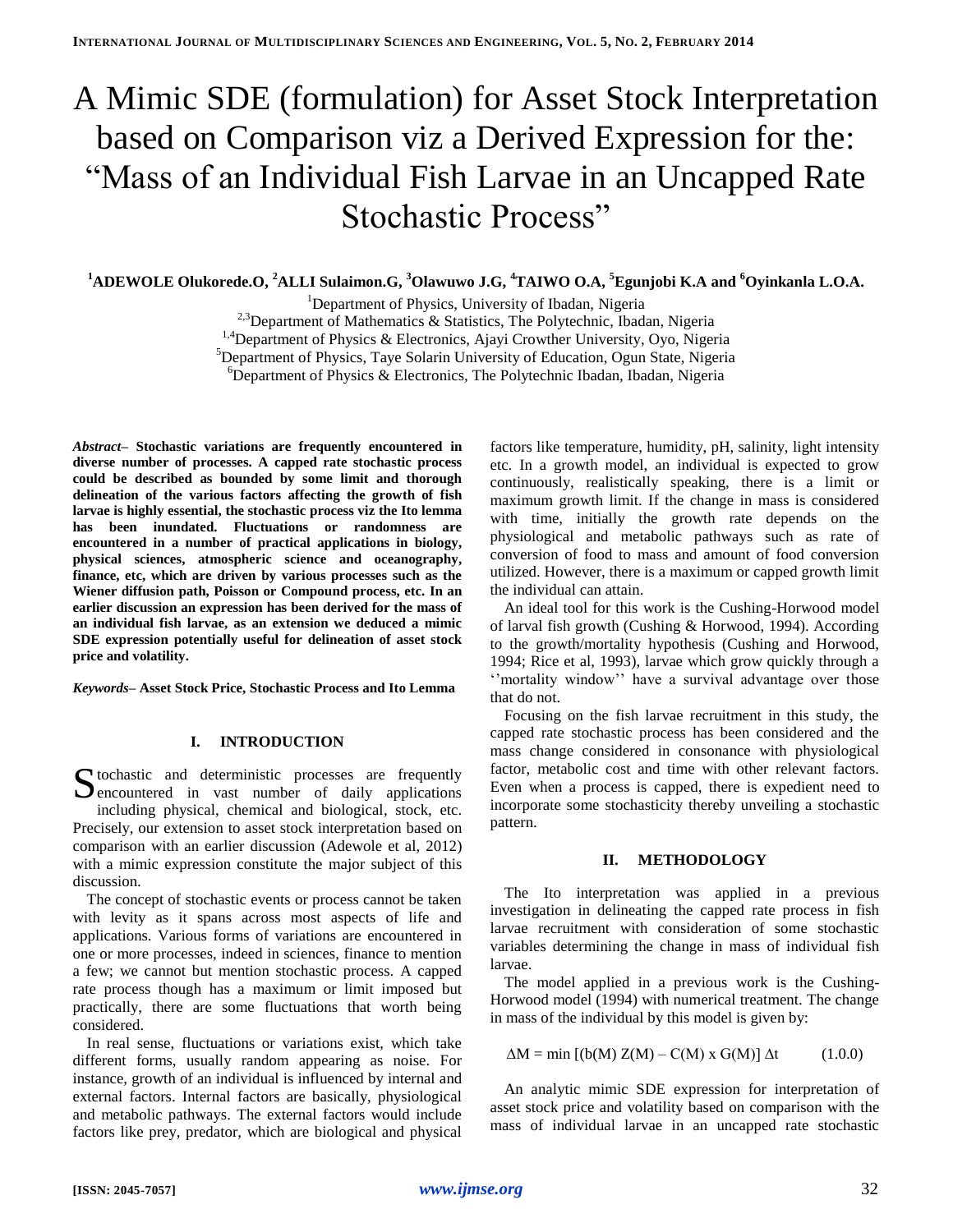# A Mimic SDE (formulation) for Asset Stock Interpretation based on Comparison viz a Derived Expression for the: "Mass of an Individual Fish Larvae in an Uncapped Rate Stochastic Process"

**[1]ADEWOLE Olukorede.O, [2]ALLI Sulaimon.G, [3]Olawuwo J.G, [4]TAIWO O.A, [5]Egunjobi K.A and [6]Oyinkanla L.O.A.**

[1]Department of Physics, University of Ibadan, Nigeria
[2,3]Department of Mathematics & Statistics, The Polytechnic, Ibadan, Nigeria
[1,4]Department of Physics & Electronics, Ajayi Crowther University, Oyo, Nigeria
[5]Department of Physics, Taye Solarin University of Education, Ogun State, Nigeria
[6]Department of Physics & Electronics, The Polytechnic Ibadan, Ibadan, Nigeria

***Abstract*– Stochastic variations are frequently encountered in diverse number of processes. A capped rate stochastic process could be described as bounded by some limit and thorough delineation of the various factors affecting the growth of fish larvae is highly essential, the stochastic process viz the Ito lemma has been inundated. Fluctuations or randomness are encountered in a number of practical applications in biology, physical sciences, atmospheric science and oceanography, finance, etc, which are driven by various processes such as the Wiener diffusion path, Poisson or Compound process, etc. In an earlier discussion an expression has been derived for the mass of an individual fish larvae, as an extension we deduced a mimic SDE expression potentially useful for delineation of asset stock price and volatility.**

***Keywords*– Asset Stock Price, Stochastic Process and Ito Lemma**

## I. INTRODUCTION

Stochastic and deterministic processes are frequently encountered in vast number of daily applications including physical, chemical and biological, stock, etc. Precisely, our extension to asset stock interpretation based on comparison with an earlier discussion (Adewole et al, 2012) with a mimic expression constitute the major subject of this discussion.

The concept of stochastic events or process cannot be taken with levity as it spans across most aspects of life and applications. Various forms of variations are encountered in one or more processes, indeed in sciences, finance to mention a few; we cannot but mention stochastic process. A capped rate process though has a maximum or limit imposed but practically, there are some fluctuations that worth being considered.

In real sense, fluctuations or variations exist, which take different forms, usually random appearing as noise. For instance, growth of an individual is influenced by internal and external factors. Internal factors are basically, physiological and metabolic pathways. The external factors would include factors like prey, predator, which are biological and physical factors like temperature, humidity, pH, salinity, light intensity etc. In a growth model, an individual is expected to grow continuously, realistically speaking, there is a limit or maximum growth limit. If the change in mass is considered with time, initially the growth rate depends on the physiological and metabolic pathways such as rate of conversion of food to mass and amount of food conversion utilized. However, there is a maximum or capped growth limit the individual can attain.

An ideal tool for this work is the Cushing-Horwood model of larval fish growth (Cushing & Horwood, 1994). According to the growth/mortality hypothesis (Cushing and Horwood, 1994; Rice et al, 1993), larvae which grow quickly through a ''mortality window'' have a survival advantage over those that do not.

Focusing on the fish larvae recruitment in this study, the capped rate stochastic process has been considered and the mass change considered in consonance with physiological factor, metabolic cost and time with other relevant factors. Even when a process is capped, there is expedient need to incorporate some stochasticity thereby unveiling a stochastic pattern.

## II. METHODOLOGY

The Ito interpretation was applied in a previous investigation in delineating the capped rate process in fish larvae recruitment with consideration of some stochastic variables determining the change in mass of individual fish larvae.

The model applied in a previous work is the Cushing-Horwood model (1994) with numerical treatment. The change in mass of the individual by this model is given by:

$$\Delta M = \min \left[ (b(M)\, Z(M) - C(M) \times G(M) \right] \Delta t \qquad (1.0.0)$$

An analytic mimic SDE expression for interpretation of asset stock price and volatility based on comparison with the mass of individual larvae in an uncapped rate stochastic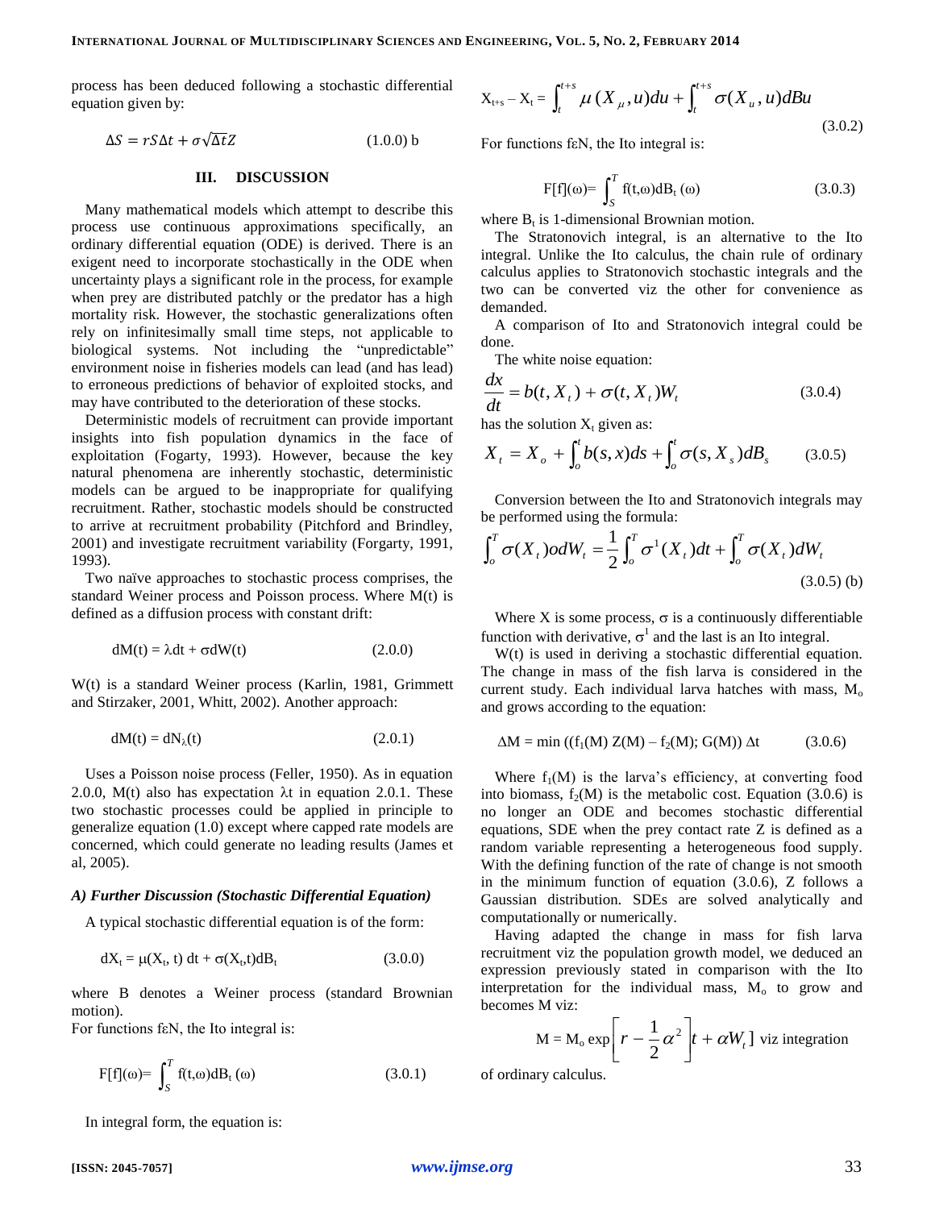process has been deduced following a stochastic differential equation given by:

$$\Delta S = rS\Delta t + \sigma\sqrt{\Delta t}Z \qquad (1.0.0)\text{ b}$$

## III. DISCUSSION

Many mathematical models which attempt to describe this process use continuous approximations specifically, an ordinary differential equation (ODE) is derived. There is an exigent need to incorporate stochastically in the ODE when uncertainty plays a significant role in the process, for example when prey are distributed patchly or the predator has a high mortality risk. However, the stochastic generalizations often rely on infinitesimally small time steps, not applicable to biological systems. Not including the "unpredictable" environment noise in fisheries models can lead (and has lead) to erroneous predictions of behavior of exploited stocks, and may have contributed to the deterioration of these stocks.

Deterministic models of recruitment can provide important insights into fish population dynamics in the face of exploitation (Fogarty, 1993). However, because the key natural phenomena are inherently stochastic, deterministic models can be argued to be inappropriate for qualifying recruitment. Rather, stochastic models should be constructed to arrive at recruitment probability (Pitchford and Brindley, 2001) and investigate recruitment variability (Forgarty, 1991, 1993).

Two naïve approaches to stochastic process comprises, the standard Weiner process and Poisson process. Where M(t) is defined as a diffusion process with constant drift:

$$dM(t) = \lambda dt + \sigma dW(t) \qquad (2.0.0)$$

W(t) is a standard Weiner process (Karlin, 1981, Grimmett and Stirzaker, 2001, Whitt, 2002). Another approach:

$$dM(t) = dN_{\lambda}(t) \qquad (2.0.1)$$

Uses a Poisson noise process (Feller, 1950). As in equation 2.0.0, M(t) also has expectation $\lambda t$ in equation 2.0.1. These two stochastic processes could be applied in principle to generalize equation (1.0) except where capped rate models are concerned, which could generate no leading results (James et al, 2005).

### *A) Further Discussion (Stochastic Differential Equation)*

A typical stochastic differential equation is of the form:

$$dX_t = \mu(X_t, t)\, dt + \sigma(X_t,t)dB_t \qquad (3.0.0)$$

where B denotes a Weiner process (standard Brownian motion).

For functions f$\varepsilon$N, the Ito integral is:

$$F[f](\omega) = \int_S^T f(t,\omega)dB_t(\omega) \qquad (3.0.1)$$

In integral form, the equation is:

$$X_{t+s} - X_t = \int_t^{t+s} \mu(X_{\mu}, u)du + \int_t^{t+s} \sigma(X_u, u)dBu \qquad (3.0.2)$$

For functions f$\varepsilon$N, the Ito integral is:

$$F[f](\omega) = \int_S^T f(t,\omega)dB_t(\omega) \qquad (3.0.3)$$

where $B_t$ is 1-dimensional Brownian motion.

The Stratonovich integral, is an alternative to the Ito integral. Unlike the Ito calculus, the chain rule of ordinary calculus applies to Stratonovich stochastic integrals and the two can be converted viz the other for convenience as demanded.

A comparison of Ito and Stratonovich integral could be done.

The white noise equation:

$$\frac{dx}{dt} = b(t, X_t) + \sigma(t, X_t)W_t \qquad (3.0.4)$$

has the solution $X_t$ given as:

$$X_t = X_o + \int_o^t b(s,x)ds + \int_o^t \sigma(s, X_s)dB_s \qquad (3.0.5)$$

Conversion between the Ito and Stratonovich integrals may be performed using the formula:

$$\int_o^T \sigma(X_t) o dW_t = \frac{1}{2}\int_o^T \sigma^1(X_t)dt + \int_o^T \sigma(X_t)dW_t \qquad (3.0.5)\text{ (b)}$$

Where X is some process, $\sigma$ is a continuously differentiable function with derivative, $\sigma^1$ and the last is an Ito integral.

W(t) is used in deriving a stochastic differential equation. The change in mass of the fish larva is considered in the current study. Each individual larva hatches with mass, $M_o$ and grows according to the equation:

$$\Delta M = \min\left((f_1(M)\, Z(M) - f_2(M);\, G(M)\right) \Delta t \qquad (3.0.6)$$

Where $f_1(M)$ is the larva's efficiency, at converting food into biomass, $f_2(M)$ is the metabolic cost. Equation (3.0.6) is no longer an ODE and becomes stochastic differential equations, SDE when the prey contact rate Z is defined as a random variable representing a heterogeneous food supply. With the defining function of the rate of change is not smooth in the minimum function of equation (3.0.6), Z follows a Gaussian distribution. SDEs are solved analytically and computationally or numerically.

Having adapted the change in mass for fish larva recruitment viz the population growth model, we deduced an expression previously stated in comparison with the Ito interpretation for the individual mass, $M_o$ to grow and becomes M viz:

$$M = M_o \exp\left[r - \frac{1}{2}\alpha^2\right]t + \alpha W_t] \text{ viz integration}$$

of ordinary calculus.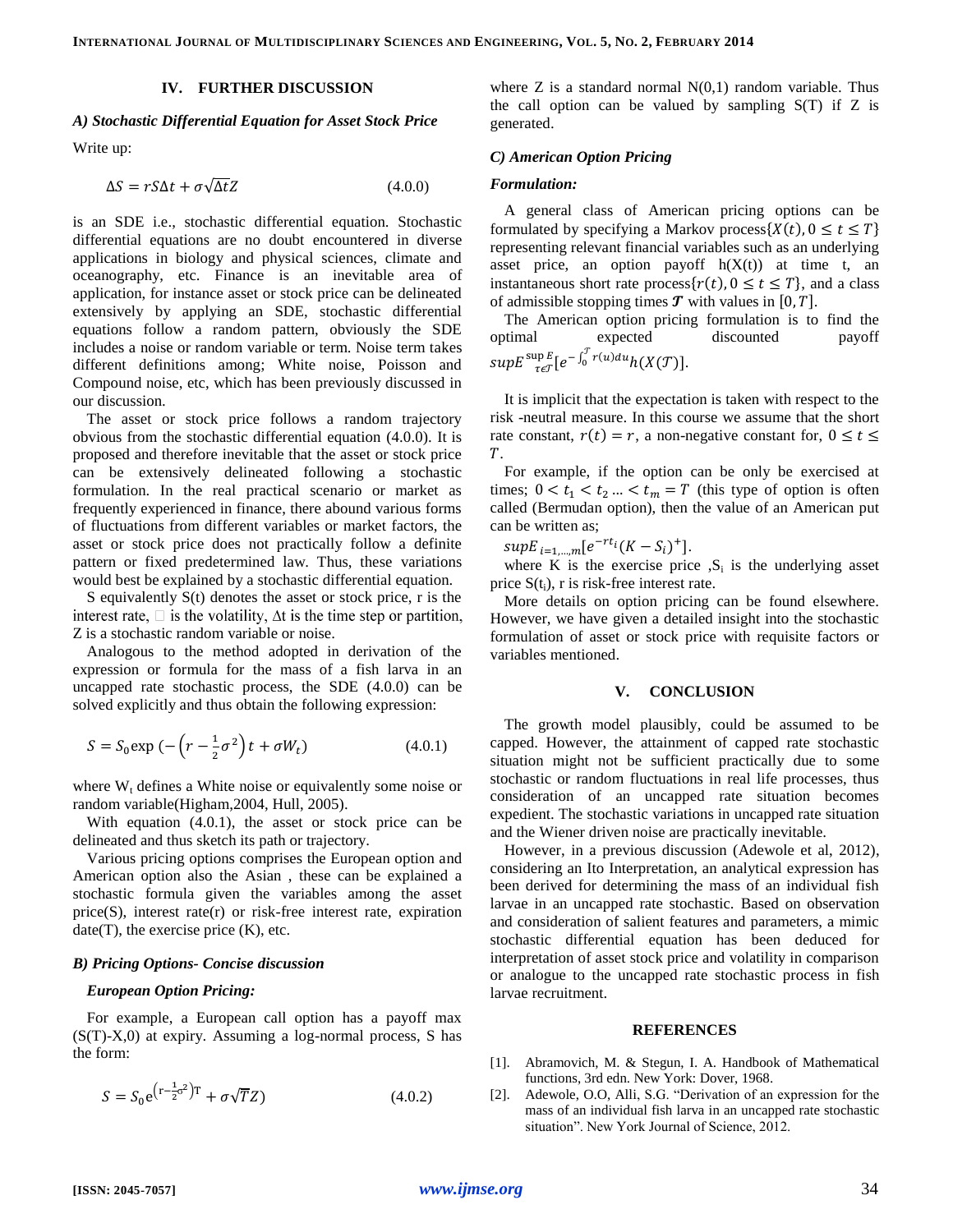## IV. FURTHER DISCUSSION

### *A) Stochastic Differential Equation for Asset Stock Price*

Write up:

$$\Delta S = rS\Delta t + \sigma\sqrt{\Delta t}Z \qquad (4.0.0)$$

is an SDE i.e., stochastic differential equation. Stochastic differential equations are no doubt encountered in diverse applications in biology and physical sciences, climate and oceanography, etc. Finance is an inevitable area of application, for instance asset or stock price can be delineated extensively by applying an SDE, stochastic differential equations follow a random pattern, obviously the SDE includes a noise or random variable or term. Noise term takes different definitions among; White noise, Poisson and Compound noise, etc, which has been previously discussed in our discussion.

The asset or stock price follows a random trajectory obvious from the stochastic differential equation (4.0.0). It is proposed and therefore inevitable that the asset or stock price can be extensively delineated following a stochastic formulation. In the real practical scenario or market as frequently experienced in finance, there abound various forms of fluctuations from different variables or market factors, the asset or stock price does not practically follow a definite pattern or fixed predetermined law. Thus, these variations would best be explained by a stochastic differential equation.

S equivalently S(t) denotes the asset or stock price, r is the interest rate, □ is the volatility, $\Delta t$ is the time step or partition, Z is a stochastic random variable or noise.

Analogous to the method adopted in derivation of the expression or formula for the mass of a fish larva in an uncapped rate stochastic process, the SDE (4.0.0) can be solved explicitly and thus obtain the following expression:

$$S = S_0 \exp\left(-\left(r - \tfrac{1}{2}\sigma^2\right)t + \sigma W_t\right) \qquad (4.0.1)$$

where $W_t$ defines a White noise or equivalently some noise or random variable(Higham,2004, Hull, 2005).

With equation (4.0.1), the asset or stock price can be delineated and thus sketch its path or trajectory.

Various pricing options comprises the European option and American option also the Asian , these can be explained a stochastic formula given the variables among the asset price(S), interest rate(r) or risk-free interest rate, expiration date(T), the exercise price (K), etc.

### *B) Pricing Options- Concise discussion*

***European Option Pricing:***

For example, a European call option has a payoff max (S(T)-X,0) at expiry. Assuming a log-normal process, S has the form:

$$S = S_0 e^{\left(r - \frac{1}{2}\sigma^2\right)T} + \sigma\sqrt{T}Z) \qquad (4.0.2)$$

where Z is a standard normal N(0,1) random variable. Thus the call option can be valued by sampling S(T) if Z is generated.

### *C) American Option Pricing*

***Formulation:***

A general class of American pricing options can be formulated by specifying a Markov process$\{X(t), 0 \le t \le T\}$ representing relevant financial variables such as an underlying asset price, an option payoff h(X(t)) at time t, an instantaneous short rate process$\{r(t), 0 \le t \le T\}$, and a class of admissible stopping times $\boldsymbol{\mathcal{T}}$ with values in $[0, T]$.

The American option pricing formulation is to find the optimal expected discounted payoff $supE^{\sup_{\tau\epsilon\mathcal{T}} E}[e^{-\int_0^{\mathcal{T}} r(u)du} h(X(\mathcal{T})]$.

It is implicit that the expectation is taken with respect to the risk -neutral measure. In this course we assume that the short rate constant, $r(t) = r$, a non-negative constant for, $0 \le t \le T$.

For example, if the option can be only be exercised at times; $0 < t_1 < t_2 \ldots < t_m = T$ (this type of option is often called (Bermudan option), then the value of an American put can be written as;

$supE_{i=1,\ldots,m}[e^{-rt_i}(K - S_i)^+]$.

where K is the exercise price ,$S_i$ is the underlying asset price $S(t_i)$, r is risk-free interest rate.

More details on option pricing can be found elsewhere. However, we have given a detailed insight into the stochastic formulation of asset or stock price with requisite factors or variables mentioned.

## V. CONCLUSION

The growth model plausibly, could be assumed to be capped. However, the attainment of capped rate stochastic situation might not be sufficient practically due to some stochastic or random fluctuations in real life processes, thus consideration of an uncapped rate situation becomes expedient. The stochastic variations in uncapped rate situation and the Wiener driven noise are practically inevitable.

However, in a previous discussion (Adewole et al, 2012), considering an Ito Interpretation, an analytical expression has been derived for determining the mass of an individual fish larvae in an uncapped rate stochastic. Based on observation and consideration of salient features and parameters, a mimic stochastic differential equation has been deduced for interpretation of asset stock price and volatility in comparison or analogue to the uncapped rate stochastic process in fish larvae recruitment.

## REFERENCES

[1]. Abramovich, M. & Stegun, I. A. Handbook of Mathematical functions, 3rd edn. New York: Dover, 1968.

[2]. Adewole, O.O, Alli, S.G. "Derivation of an expression for the mass of an individual fish larva in an uncapped rate stochastic situation". New York Journal of Science, 2012.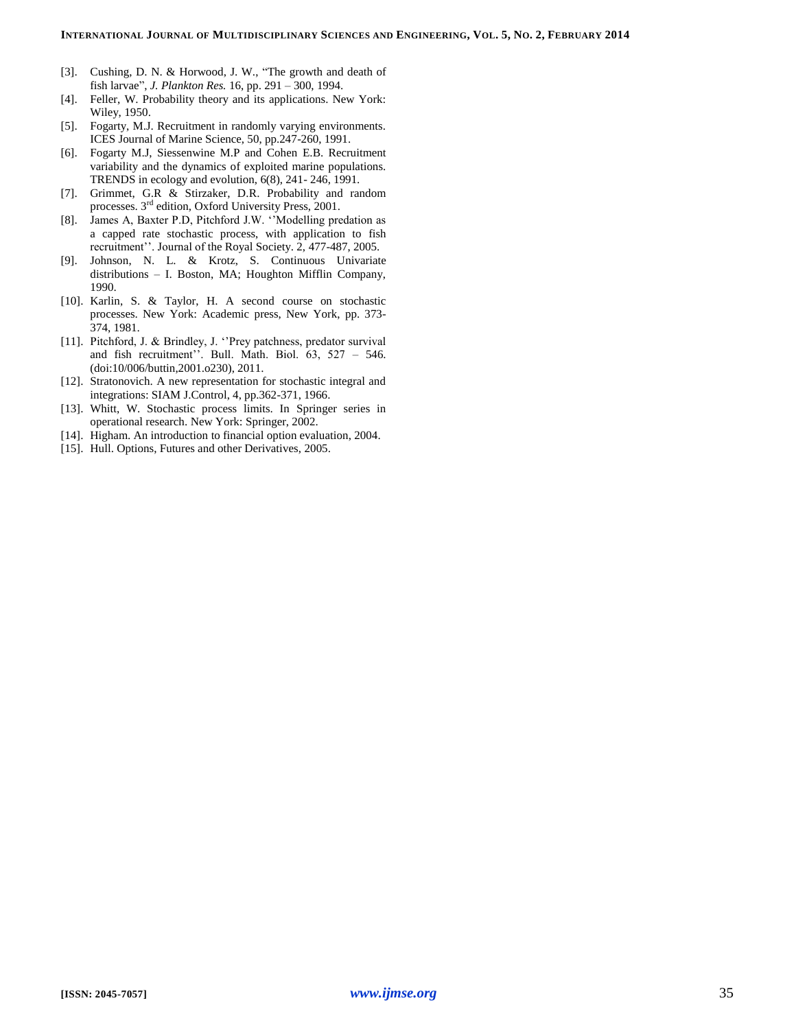[3]. Cushing, D. N. & Horwood, J. W., "The growth and death of fish larvae", *J. Plankton Res.* 16, pp. 291 – 300, 1994.

[4]. Feller, W. Probability theory and its applications. New York: Wiley, 1950.

[5]. Fogarty, M.J. Recruitment in randomly varying environments. ICES Journal of Marine Science, 50, pp.247-260, 1991.

[6]. Fogarty M.J, Siessenwine M.P and Cohen E.B. Recruitment variability and the dynamics of exploited marine populations. TRENDS in ecology and evolution, 6(8), 241- 246, 1991.

[7]. Grimmet, G.R & Stirzaker, D.R. Probability and random processes. 3rd edition, Oxford University Press, 2001.

[8]. James A, Baxter P.D, Pitchford J.W. ''Modelling predation as a capped rate stochastic process, with application to fish recruitment''. Journal of the Royal Society. 2, 477-487, 2005.

[9]. Johnson, N. L. & Krotz, S. Continuous Univariate distributions – I. Boston, MA; Houghton Mifflin Company, 1990.

[10]. Karlin, S. & Taylor, H. A second course on stochastic processes. New York: Academic press, New York, pp. 373-374, 1981.

[11]. Pitchford, J. & Brindley, J. ''Prey patchness, predator survival and fish recruitment''. Bull. Math. Biol. 63, 527 – 546. (doi:10/006/buttin,2001.o230), 2011.

[12]. Stratonovich. A new representation for stochastic integral and integrations: SIAM J.Control, 4, pp.362-371, 1966.

[13]. Whitt, W. Stochastic process limits. In Springer series in operational research. New York: Springer, 2002.

[14]. Higham. An introduction to financial option evaluation, 2004.

[15]. Hull. Options, Futures and other Derivatives, 2005.